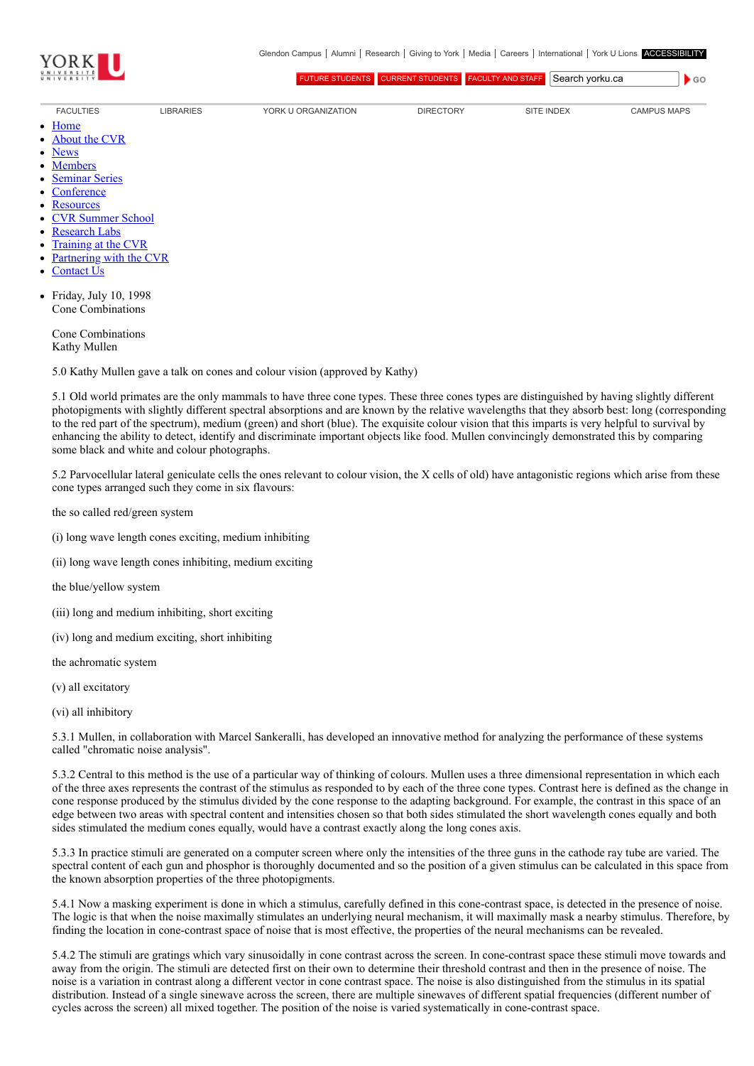- [Home]
- [About the CVR]
- [News]
- [Members]
- [Seminar Series]
- [Conference]
- [Resources]
- [CVR Summer School]
- [Research Labs]
- [Training at the CVR]
- [Partnering with the CVR]
- [Contact Us]

- Friday, July 10, 1998
  Cone Combinations

  Cone Combinations
  Kathy Mullen

  5.0 Kathy Mullen gave a talk on cones and colour vision (approved by Kathy)

  5.1 Old world primates are the only mammals to have three cone types. These three cones types are distinguished by having slightly different photopigments with slightly different spectral absorptions and are known by the relative wavelengths that they absorb best: long (corresponding to the red part of the spectrum), medium (green) and short (blue). The exquisite colour vision that this imparts is very helpful to survival by enhancing the ability to detect, identify and discriminate important objects like food. Mullen convincingly demonstrated this by comparing some black and white and colour photographs.

  5.2 Parvocellular lateral geniculate cells the ones relevant to colour vision, the X cells of old) have antagonistic regions which arise from these cone types arranged such they come in six flavours:

  the so called red/green system

  (i) long wave length cones exciting, medium inhibiting

  (ii) long wave length cones inhibiting, medium exciting

  the blue/yellow system

  (iii) long and medium inhibiting, short exciting

  (iv) long and medium exciting, short inhibiting

  the achromatic system

  (v) all excitatory

  (vi) all inhibitory

  5.3.1 Mullen, in collaboration with Marcel Sankeralli, has developed an innovative method for analyzing the performance of these systems called "chromatic noise analysis".

  5.3.2 Central to this method is the use of a particular way of thinking of colours. Mullen uses a three dimensional representation in which each of the three axes represents the contrast of the stimulus as responded to by each of the three cone types. Contrast here is defined as the change in cone response produced by the stimulus divided by the cone response to the adapting background. For example, the contrast in this space of an edge between two areas with spectral content and intensities chosen so that both sides stimulated the short wavelength cones equally and both sides stimulated the medium cones equally, would have a contrast exactly along the long cones axis.

  5.3.3 In practice stimuli are generated on a computer screen where only the intensities of the three guns in the cathode ray tube are varied. The spectral content of each gun and phosphor is thoroughly documented and so the position of a given stimulus can be calculated in this space from the known absorption properties of the three photopigments.

  5.4.1 Now a masking experiment is done in which a stimulus, carefully defined in this cone-contrast space, is detected in the presence of noise. The logic is that when the noise maximally stimulates an underlying neural mechanism, it will maximally mask a nearby stimulus. Therefore, by finding the location in cone-contrast space of noise that is most effective, the properties of the neural mechanisms can be revealed.

  5.4.2 The stimuli are gratings which vary sinusoidally in cone contrast across the screen. In cone-contrast space these stimuli move towards and away from the origin. The stimuli are detected first on their own to determine their threshold contrast and then in the presence of noise. The noise is a variation in contrast along a different vector in cone contrast space. The noise is also distinguished from the stimulus in its spatial distribution. Instead of a single sinewave across the screen, there are multiple sinewaves of different spatial frequencies (different number of cycles across the screen) all mixed together. The position of the noise is varied systematically in cone-contrast space.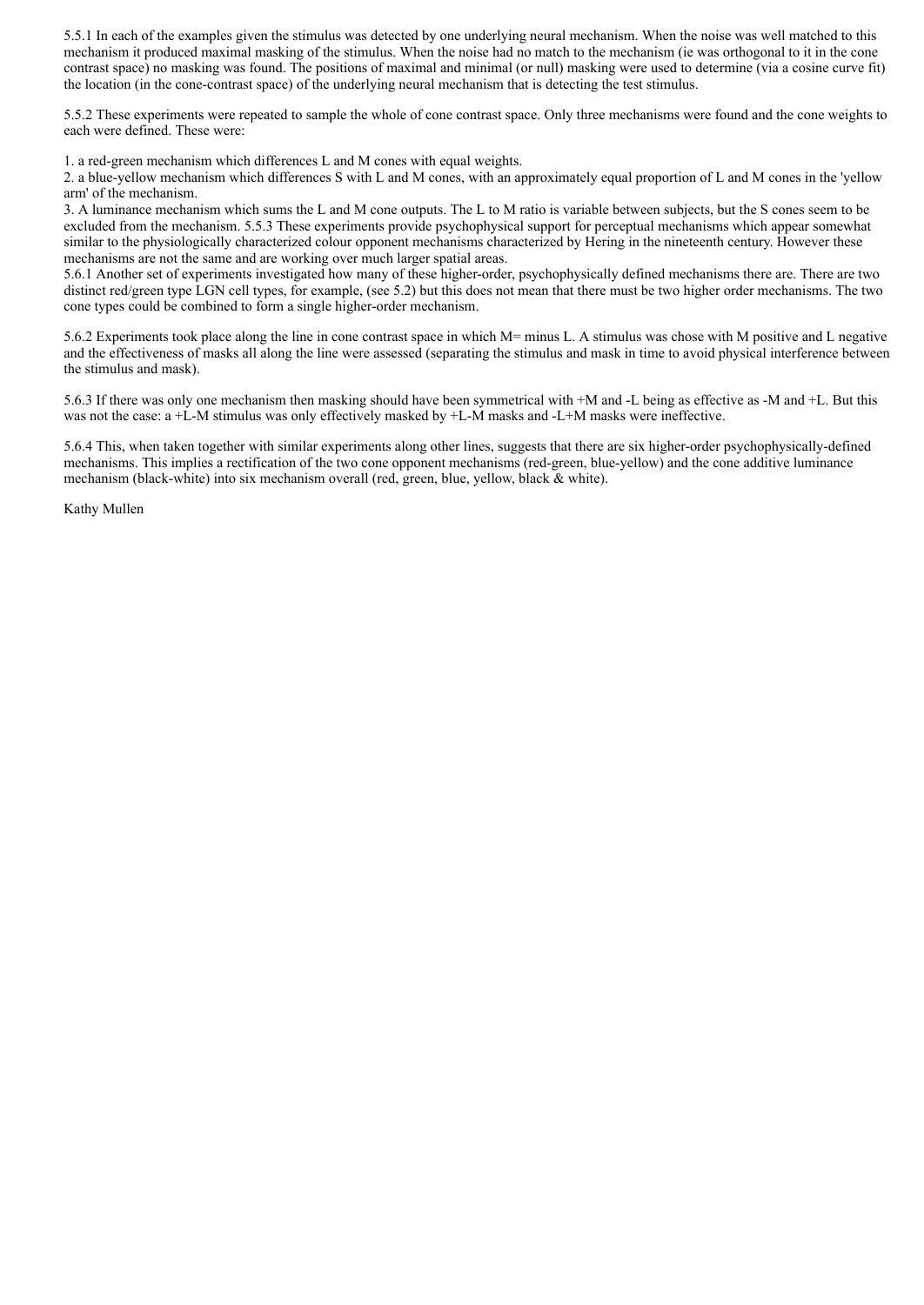5.5.1 In each of the examples given the stimulus was detected by one underlying neural mechanism. When the noise was well matched to this mechanism it produced maximal masking of the stimulus. When the noise had no match to the mechanism (ie was orthogonal to it in the cone contrast space) no masking was found. The positions of maximal and minimal (or null) masking were used to determine (via a cosine curve fit) the location (in the cone-contrast space) of the underlying neural mechanism that is detecting the test stimulus.

5.5.2 These experiments were repeated to sample the whole of cone contrast space. Only three mechanisms were found and the cone weights to each were defined. These were:

1. a red-green mechanism which differences L and M cones with equal weights.
2. a blue-yellow mechanism which differences S with L and M cones, with an approximately equal proportion of L and M cones in the 'yellow arm' of the mechanism.
3. A luminance mechanism which sums the L and M cone outputs. The L to M ratio is variable between subjects, but the S cones seem to be excluded from the mechanism. 5.5.3 These experiments provide psychophysical support for perceptual mechanisms which appear somewhat similar to the physiologically characterized colour opponent mechanisms characterized by Hering in the nineteenth century. However these mechanisms are not the same and are working over much larger spatial areas.

5.6.1 Another set of experiments investigated how many of these higher-order, psychophysically defined mechanisms there are. There are two distinct red/green type LGN cell types, for example, (see 5.2) but this does not mean that there must be two higher order mechanisms. The two cone types could be combined to form a single higher-order mechanism.

5.6.2 Experiments took place along the line in cone contrast space in which M= minus L. A stimulus was chose with M positive and L negative and the effectiveness of masks all along the line were assessed (separating the stimulus and mask in time to avoid physical interference between the stimulus and mask).

5.6.3 If there was only one mechanism then masking should have been symmetrical with +M and -L being as effective as -M and +L. But this was not the case: a +L-M stimulus was only effectively masked by +L-M masks and -L+M masks were ineffective.

5.6.4 This, when taken together with similar experiments along other lines, suggests that there are six higher-order psychophysically-defined mechanisms. This implies a rectification of the two cone opponent mechanisms (red-green, blue-yellow) and the cone additive luminance mechanism (black-white) into six mechanism overall (red, green, blue, yellow, black & white).

Kathy Mullen